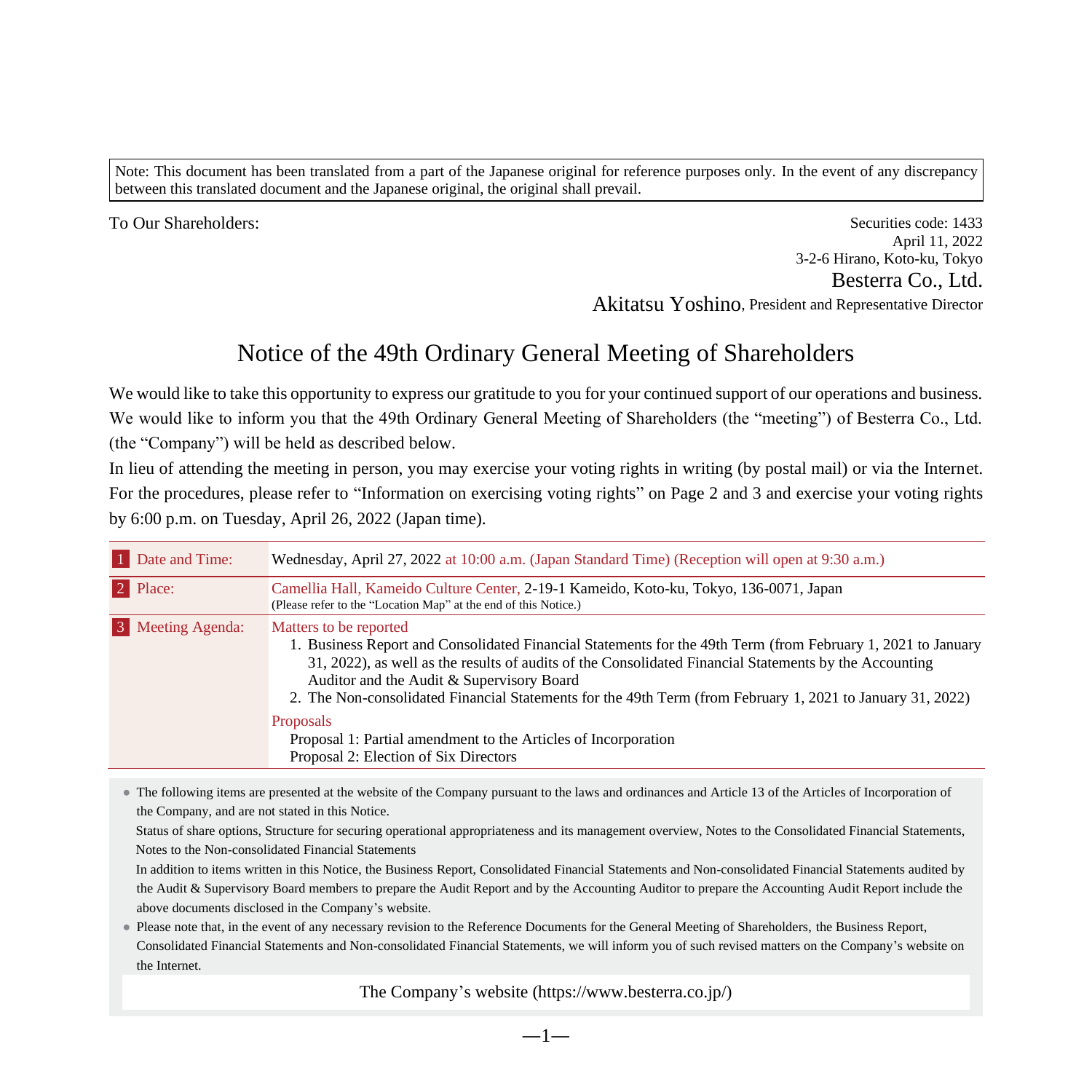Note: This document has been translated from a part of the Japanese original for reference purposes only. In the event of any discrepancy between this translated document and the Japanese original, the original shall prevail.

To Our Shareholders:

Securities code: 1433
April 11, 2022
3-2-6 Hirano, Koto-ku, Tokyo
Besterra Co., Ltd.
Akitatsu Yoshino, President and Representative Director

# Notice of the 49th Ordinary General Meeting of Shareholders

We would like to take this opportunity to express our gratitude to you for your continued support of our operations and business.
We would like to inform you that the 49th Ordinary General Meeting of Shareholders (the "meeting") of Besterra Co., Ltd. (the "Company") will be held as described below.
In lieu of attending the meeting in person, you may exercise your voting rights in writing (by postal mail) or via the Internet. For the procedures, please refer to "Information on exercising voting rights" on Page 2 and 3 and exercise your voting rights by 6:00 p.m. on Tuesday, April 26, 2022 (Japan time).

| | |
|---|---|
| 1 Date and Time: | Wednesday, April 27, 2022 at 10:00 a.m. (Japan Standard Time) (Reception will open at 9:30 a.m.) |
| 2 Place: | Camellia Hall, Kameido Culture Center, 2-19-1 Kameido, Koto-ku, Tokyo, 136-0071, Japan<br>(Please refer to the "Location Map" at the end of this Notice.) |
| 3 Meeting Agenda: | **Matters to be reported**<br>1. Business Report and Consolidated Financial Statements for the 49th Term (from February 1, 2021 to January 31, 2022), as well as the results of audits of the Consolidated Financial Statements by the Accounting Auditor and the Audit & Supervisory Board<br>2. The Non-consolidated Financial Statements for the 49th Term (from February 1, 2021 to January 31, 2022)<br>**Proposals**<br>Proposal 1: Partial amendment to the Articles of Incorporation<br>Proposal 2: Election of Six Directors |

- The following items are presented at the website of the Company pursuant to the laws and ordinances and Article 13 of the Articles of Incorporation of the Company, and are not stated in this Notice.
  Status of share options, Structure for securing operational appropriateness and its management overview, Notes to the Consolidated Financial Statements, Notes to the Non-consolidated Financial Statements
  In addition to items written in this Notice, the Business Report, Consolidated Financial Statements and Non-consolidated Financial Statements audited by the Audit & Supervisory Board members to prepare the Audit Report and by the Accounting Auditor to prepare the Accounting Audit Report include the above documents disclosed in the Company's website.
- Please note that, in the event of any necessary revision to the Reference Documents for the General Meeting of Shareholders, the Business Report, Consolidated Financial Statements and Non-consolidated Financial Statements, we will inform you of such revised matters on the Company's website on the Internet.

The Company's website (https://www.besterra.co.jp/)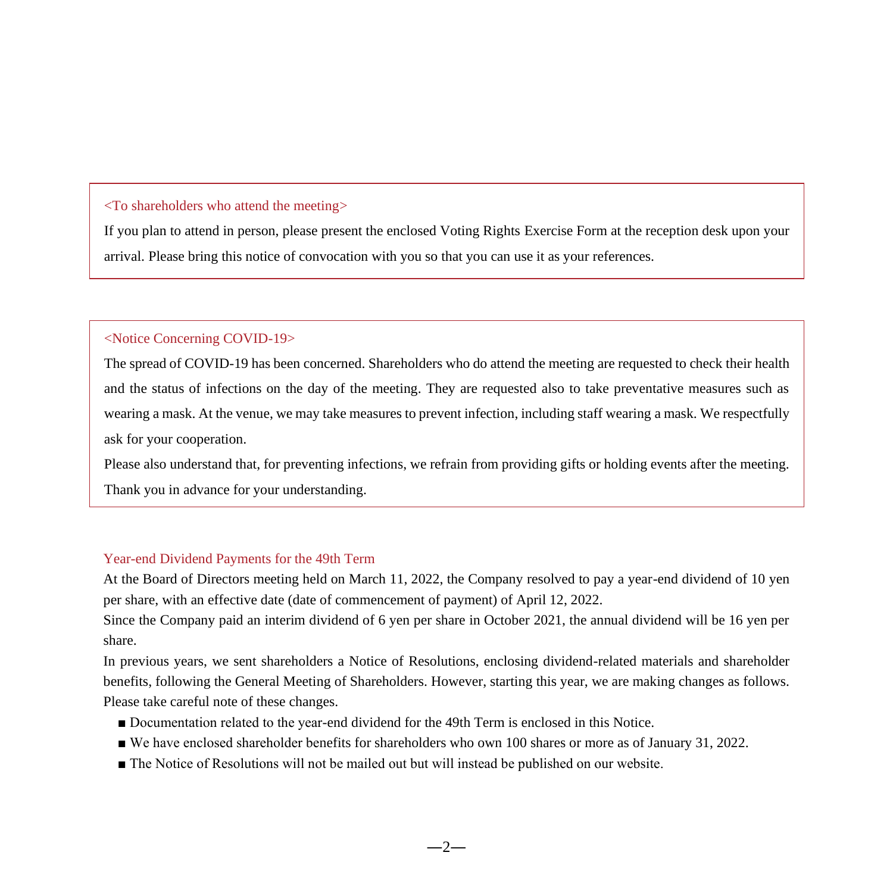<To shareholders who attend the meeting>

If you plan to attend in person, please present the enclosed Voting Rights Exercise Form at the reception desk upon your arrival. Please bring this notice of convocation with you so that you can use it as your references.

<Notice Concerning COVID-19>

The spread of COVID-19 has been concerned. Shareholders who do attend the meeting are requested to check their health and the status of infections on the day of the meeting. They are requested also to take preventative measures such as wearing a mask. At the venue, we may take measures to prevent infection, including staff wearing a mask. We respectfully ask for your cooperation.

Please also understand that, for preventing infections, we refrain from providing gifts or holding events after the meeting. Thank you in advance for your understanding.

## Year-end Dividend Payments for the 49th Term

At the Board of Directors meeting held on March 11, 2022, the Company resolved to pay a year-end dividend of 10 yen per share, with an effective date (date of commencement of payment) of April 12, 2022.

Since the Company paid an interim dividend of 6 yen per share in October 2021, the annual dividend will be 16 yen per share.

In previous years, we sent shareholders a Notice of Resolutions, enclosing dividend-related materials and shareholder benefits, following the General Meeting of Shareholders. However, starting this year, we are making changes as follows. Please take careful note of these changes.

- ■ Documentation related to the year-end dividend for the 49th Term is enclosed in this Notice.
- ■ We have enclosed shareholder benefits for shareholders who own 100 shares or more as of January 31, 2022.
- ■ The Notice of Resolutions will not be mailed out but will instead be published on our website.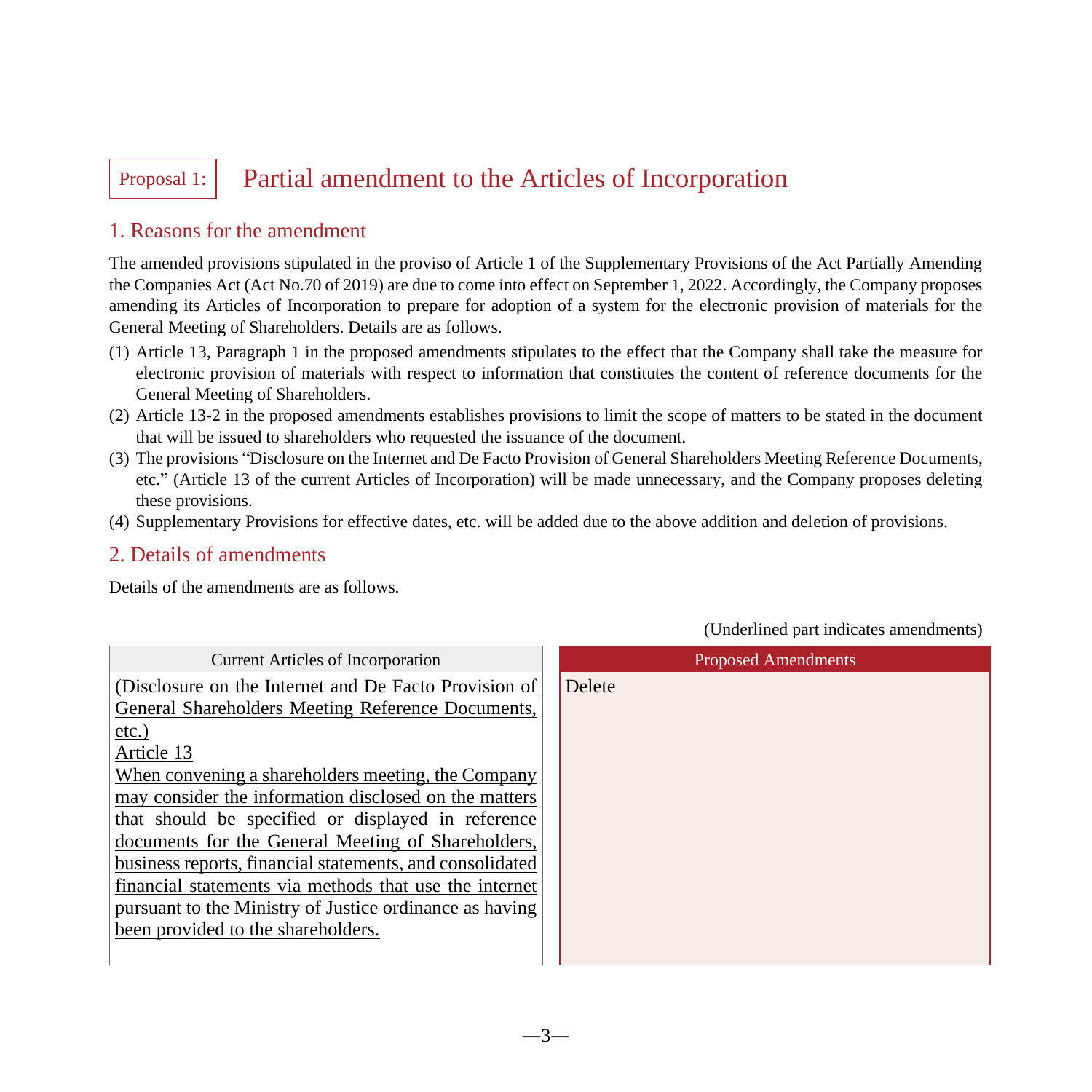# Proposal 1: Partial amendment to the Articles of Incorporation

## 1. Reasons for the amendment

The amended provisions stipulated in the proviso of Article 1 of the Supplementary Provisions of the Act Partially Amending the Companies Act (Act No.70 of 2019) are due to come into effect on September 1, 2022. Accordingly, the Company proposes amending its Articles of Incorporation to prepare for adoption of a system for the electronic provision of materials for the General Meeting of Shareholders. Details are as follows.

(1) Article 13, Paragraph 1 in the proposed amendments stipulates to the effect that the Company shall take the measure for electronic provision of materials with respect to information that constitutes the content of reference documents for the General Meeting of Shareholders.

(2) Article 13-2 in the proposed amendments establishes provisions to limit the scope of matters to be stated in the document that will be issued to shareholders who requested the issuance of the document.

(3) The provisions "Disclosure on the Internet and De Facto Provision of General Shareholders Meeting Reference Documents, etc." (Article 13 of the current Articles of Incorporation) will be made unnecessary, and the Company proposes deleting these provisions.

(4) Supplementary Provisions for effective dates, etc. will be added due to the above addition and deletion of provisions.

## 2. Details of amendments

Details of the amendments are as follows.

(Underlined part indicates amendments)

| Current Articles of Incorporation | Proposed Amendments |
|---|---|
| <u>(Disclosure on the Internet and De Facto Provision of General Shareholders Meeting Reference Documents, etc.)</u><br><u>Article 13</u><br><u>When convening a shareholders meeting, the Company may consider the information disclosed on the matters that should be specified or displayed in reference documents for the General Meeting of Shareholders, business reports, financial statements, and consolidated financial statements via methods that use the internet pursuant to the Ministry of Justice ordinance as having been provided to the shareholders.</u> | Delete |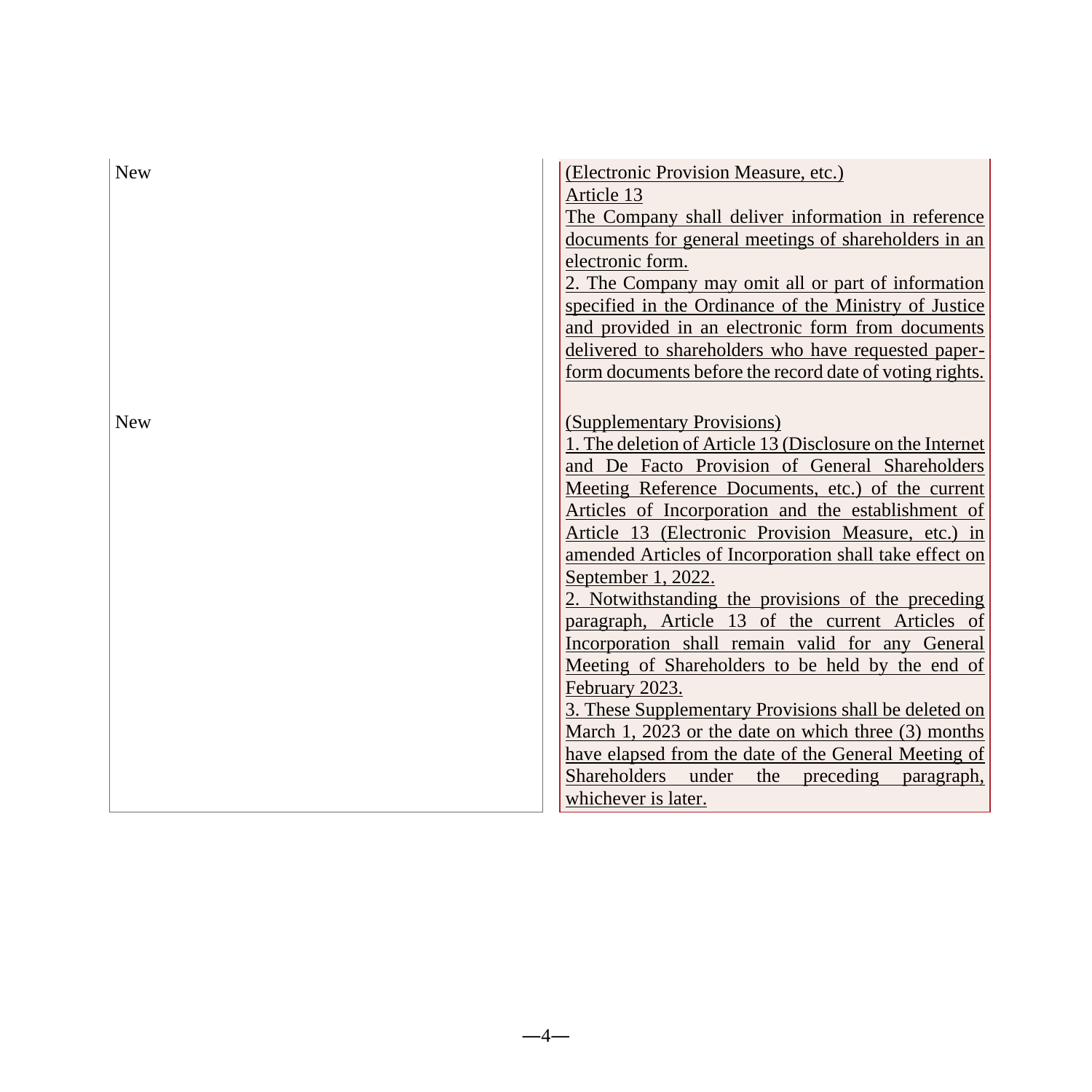| Current Articles of Incorporation | Proposed Amendments |
|---|---|
| New | (Electronic Provision Measure, etc.)<br>Article 13<br>The Company shall deliver information in reference documents for general meetings of shareholders in an electronic form.<br>2. The Company may omit all or part of information specified in the Ordinance of the Ministry of Justice and provided in an electronic form from documents delivered to shareholders who have requested paper-form documents before the record date of voting rights. |
| New | (Supplementary Provisions)<br>1. The deletion of Article 13 (Disclosure on the Internet and De Facto Provision of General Shareholders Meeting Reference Documents, etc.) of the current Articles of Incorporation and the establishment of Article 13 (Electronic Provision Measure, etc.) in amended Articles of Incorporation shall take effect on September 1, 2022.<br>2. Notwithstanding the provisions of the preceding paragraph, Article 13 of the current Articles of Incorporation shall remain valid for any General Meeting of Shareholders to be held by the end of February 2023.<br>3. These Supplementary Provisions shall be deleted on March 1, 2023 or the date on which three (3) months have elapsed from the date of the General Meeting of Shareholders under the preceding paragraph, whichever is later. |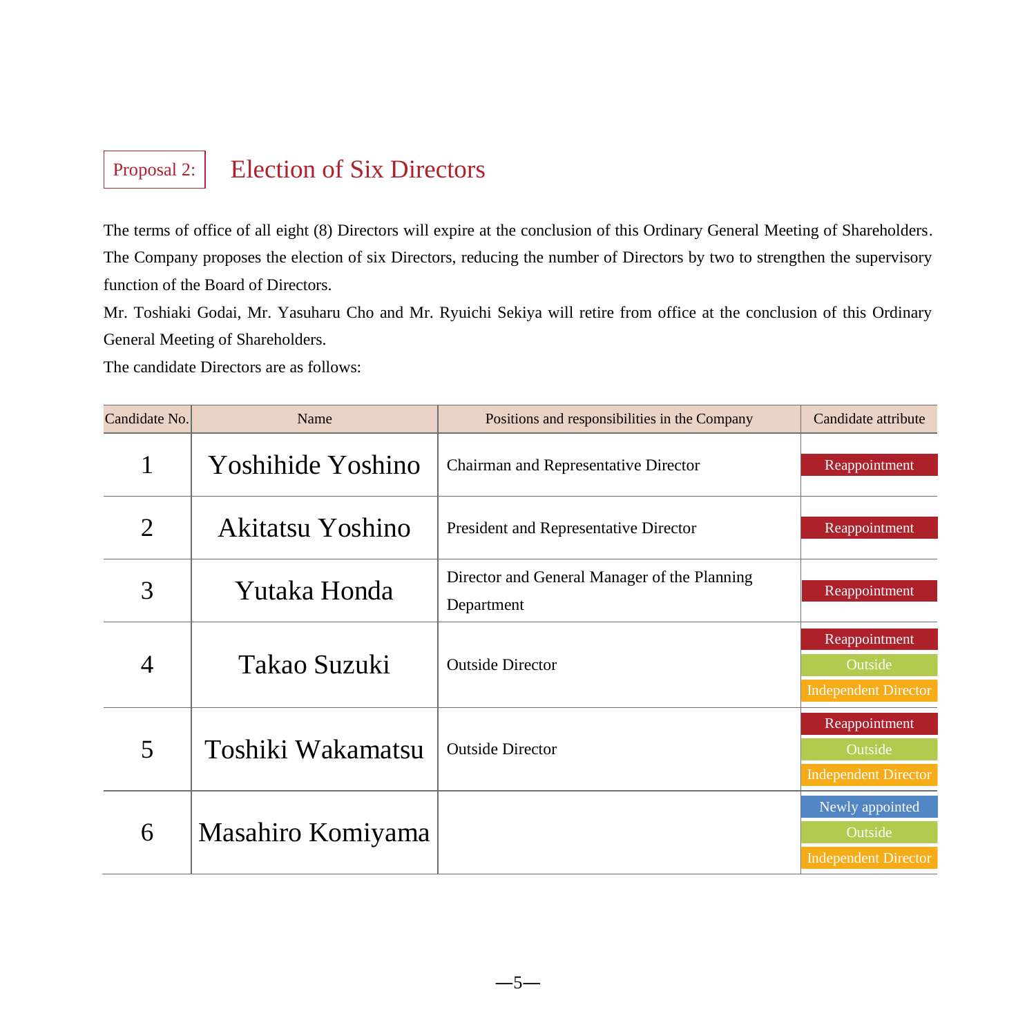## Proposal 2: Election of Six Directors

The terms of office of all eight (8) Directors will expire at the conclusion of this Ordinary General Meeting of Shareholders. The Company proposes the election of six Directors, reducing the number of Directors by two to strengthen the supervisory function of the Board of Directors.

Mr. Toshiaki Godai, Mr. Yasuharu Cho and Mr. Ryuichi Sekiya will retire from office at the conclusion of this Ordinary General Meeting of Shareholders.

The candidate Directors are as follows:

| Candidate No. | Name | Positions and responsibilities in the Company | Candidate attribute |
|---|---|---|---|
| 1 | Yoshihide Yoshino | Chairman and Representative Director | Reappointment |
| 2 | Akitatsu Yoshino | President and Representative Director | Reappointment |
| 3 | Yutaka Honda | Director and General Manager of the Planning Department | Reappointment |
| 4 | Takao Suzuki | Outside Director | Reappointment<br>Outside<br>Independent Director |
| 5 | Toshiki Wakamatsu | Outside Director | Reappointment<br>Outside<br>Independent Director |
| 6 | Masahiro Komiyama | | Newly appointed<br>Outside<br>Independent Director |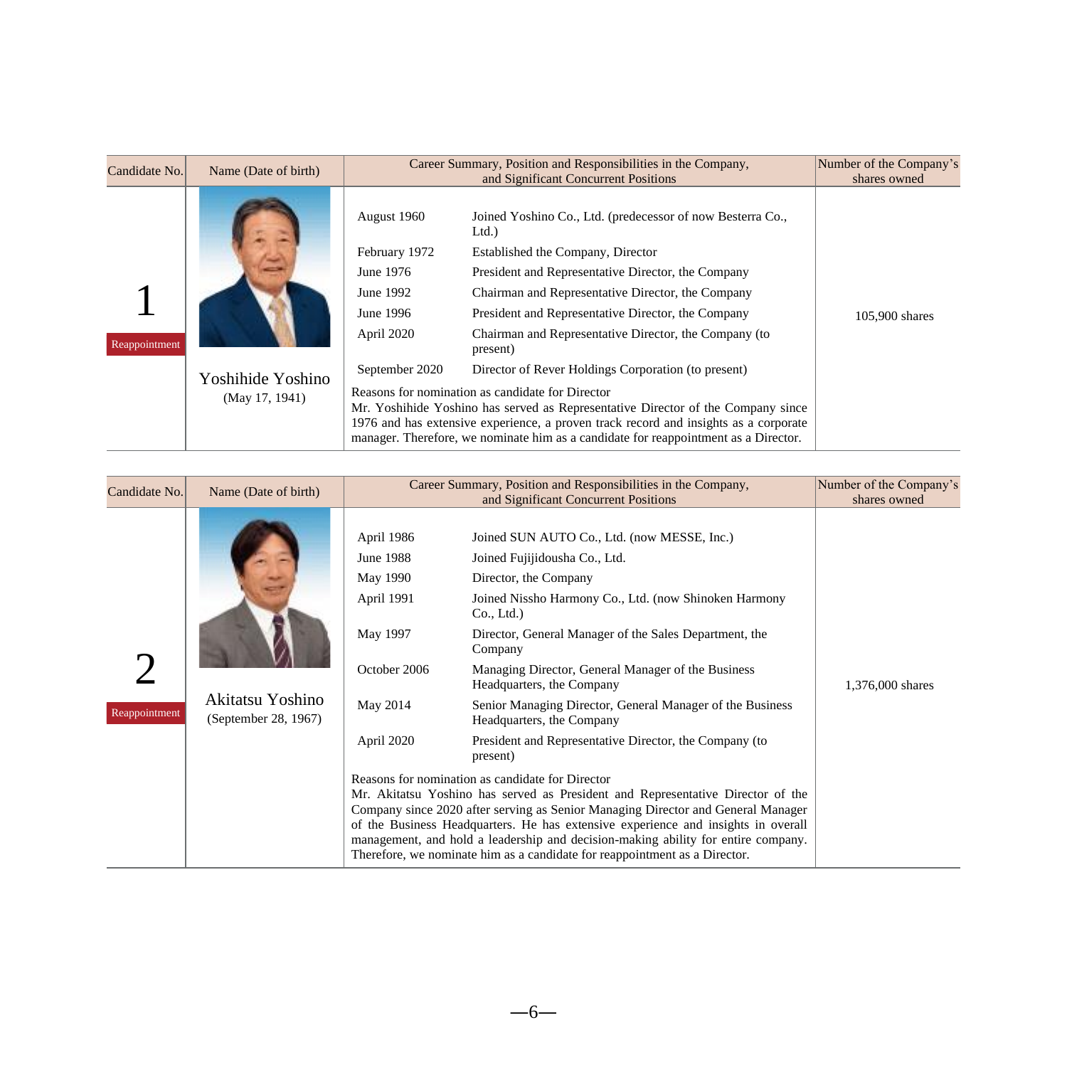| Candidate No. | Name (Date of birth) | Career Summary, Position and Responsibilities in the Company, and Significant Concurrent Positions | | Number of the Company's shares owned |
|---|---|---|---|---|
| 1<br>Reappointment | Yoshihide Yoshino<br>(May 17, 1941) | August 1960 | Joined Yoshino Co., Ltd. (predecessor of now Besterra Co., Ltd.) | 105,900 shares |
| | | February 1972 | Established the Company, Director | |
| | | June 1976 | President and Representative Director, the Company | |
| | | June 1992 | Chairman and Representative Director, the Company | |
| | | June 1996 | President and Representative Director, the Company | |
| | | April 2020 | Chairman and Representative Director, the Company (to present) | |
| | | September 2020 | Director of Rever Holdings Corporation (to present) | |
| | | Reasons for nomination as candidate for Director<br>Mr. Yoshihide Yoshino has served as Representative Director of the Company since 1976 and has extensive experience, a proven track record and insights as a corporate manager. Therefore, we nominate him as a candidate for reappointment as a Director. | | |

| Candidate No. | Name (Date of birth) | Career Summary, Position and Responsibilities in the Company, and Significant Concurrent Positions | | Number of the Company's shares owned |
|---|---|---|---|---|
| 2<br>Reappointment | Akitatsu Yoshino<br>(September 28, 1967) | April 1986 | Joined SUN AUTO Co., Ltd. (now MESSE, Inc.) | 1,376,000 shares |
| | | June 1988 | Joined Fujijidousha Co., Ltd. | |
| | | May 1990 | Director, the Company | |
| | | April 1991 | Joined Nissho Harmony Co., Ltd. (now Shinoken Harmony Co., Ltd.) | |
| | | May 1997 | Director, General Manager of the Sales Department, the Company | |
| | | October 2006 | Managing Director, General Manager of the Business Headquarters, the Company | |
| | | May 2014 | Senior Managing Director, General Manager of the Business Headquarters, the Company | |
| | | April 2020 | President and Representative Director, the Company (to present) | |
| | | Reasons for nomination as candidate for Director<br>Mr. Akitatsu Yoshino has served as President and Representative Director of the Company since 2020 after serving as Senior Managing Director and General Manager of the Business Headquarters. He has extensive experience and insights in overall management, and hold a leadership and decision-making ability for entire company. Therefore, we nominate him as a candidate for reappointment as a Director. | | |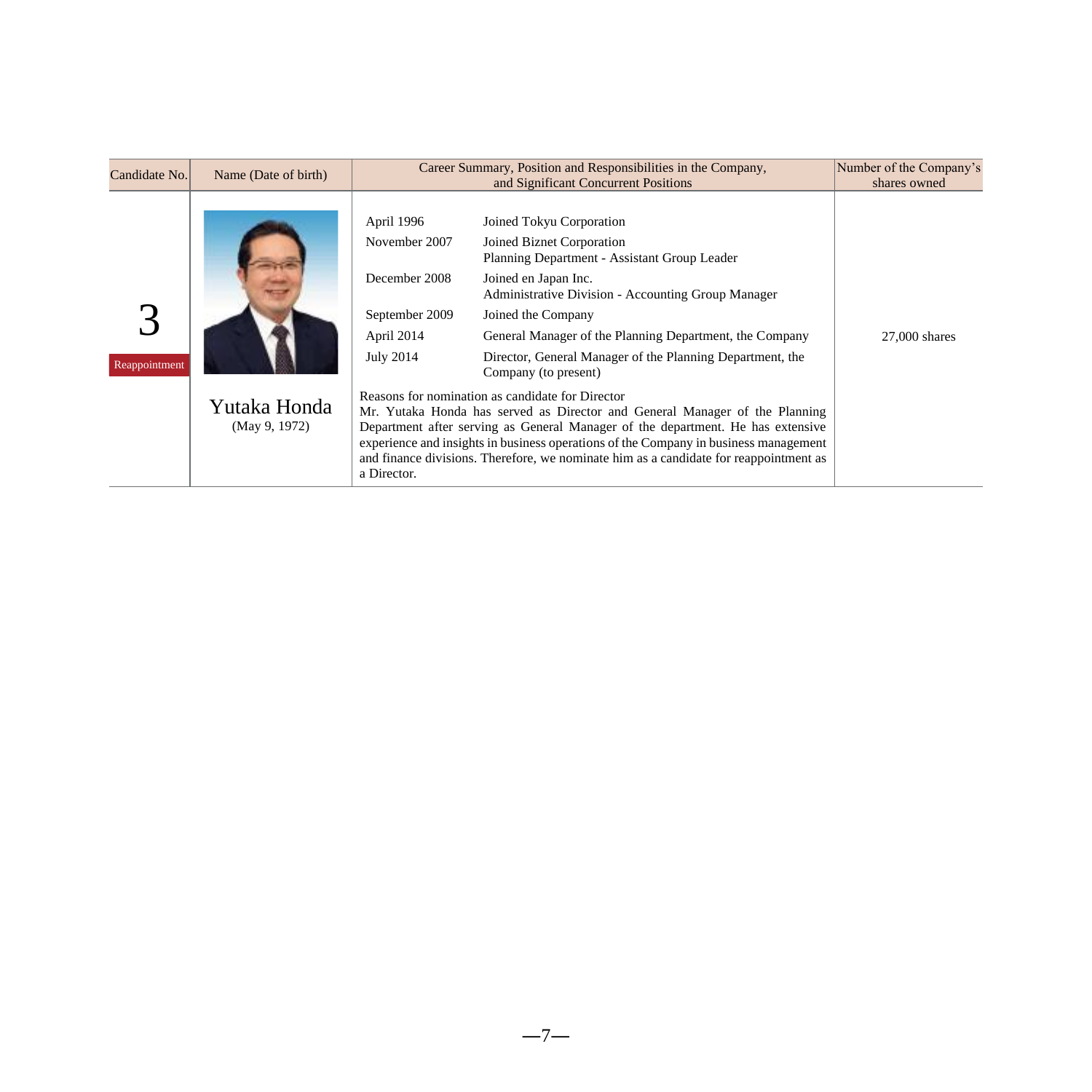| Candidate No. | Name (Date of birth) | Career Summary, Position and Responsibilities in the Company, and Significant Concurrent Positions | Number of the Company's shares owned |
|---|---|---|---|
| 3<br>Reappointment | Yutaka Honda<br>(May 9, 1972) | April 1996 Joined Tokyu Corporation<br>November 2007 Joined Biznet Corporation Planning Department - Assistant Group Leader<br>December 2008 Joined en Japan Inc. Administrative Division - Accounting Group Manager<br>September 2009 Joined the Company<br>April 2014 General Manager of the Planning Department, the Company<br>July 2014 Director, General Manager of the Planning Department, the Company (to present)<br><br>Reasons for nomination as candidate for Director<br>Mr. Yutaka Honda has served as Director and General Manager of the Planning Department after serving as General Manager of the department. He has extensive experience and insights in business operations of the Company in business management and finance divisions. Therefore, we nominate him as a candidate for reappointment as a Director. | 27,000 shares |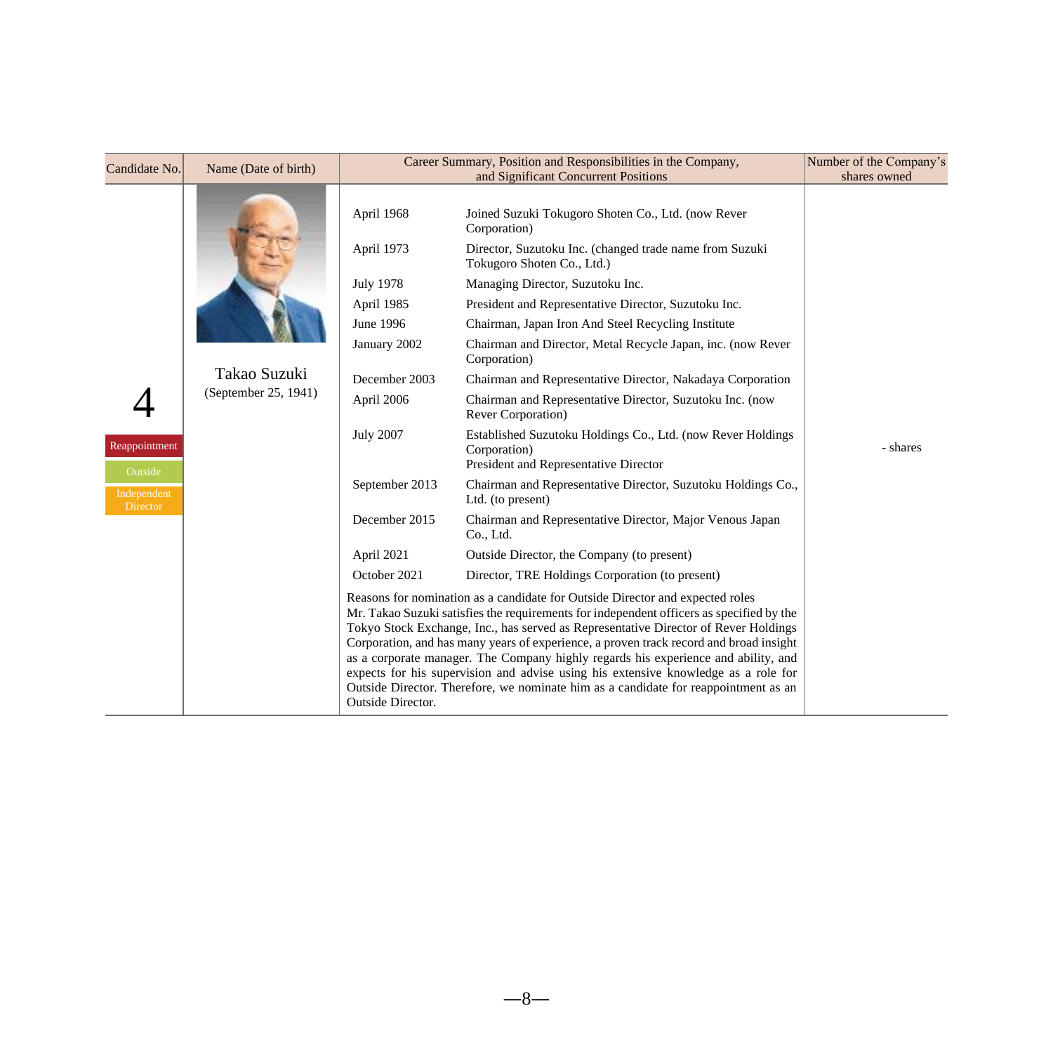| Candidate No. | Name (Date of birth) | Career Summary, Position and Responsibilities in the Company, and Significant Concurrent Positions | | Number of the Company's shares owned |
|---|---|---|---|---|
| 4<br>Reappointment<br>Outside<br>Independent Director | Takao Suzuki<br>(September 25, 1941) | April 1968 | Joined Suzuki Tokugoro Shoten Co., Ltd. (now Rever Corporation) | - shares |
| | | April 1973 | Director, Suzutoku Inc. (changed trade name from Suzuki Tokugoro Shoten Co., Ltd.) | |
| | | July 1978 | Managing Director, Suzutoku Inc. | |
| | | April 1985 | President and Representative Director, Suzutoku Inc. | |
| | | June 1996 | Chairman, Japan Iron And Steel Recycling Institute | |
| | | January 2002 | Chairman and Director, Metal Recycle Japan, inc. (now Rever Corporation) | |
| | | December 2003 | Chairman and Representative Director, Nakadaya Corporation | |
| | | April 2006 | Chairman and Representative Director, Suzutoku Inc. (now Rever Corporation) | |
| | | July 2007 | Established Suzutoku Holdings Co., Ltd. (now Rever Holdings Corporation)<br>President and Representative Director | |
| | | September 2013 | Chairman and Representative Director, Suzutoku Holdings Co., Ltd. (to present) | |
| | | December 2015 | Chairman and Representative Director, Major Venous Japan Co., Ltd. | |
| | | April 2021 | Outside Director, the Company (to present) | |
| | | October 2021 | Director, TRE Holdings Corporation (to present) | |
| | | Reasons for nomination as a candidate for Outside Director and expected roles<br>Mr. Takao Suzuki satisfies the requirements for independent officers as specified by the Tokyo Stock Exchange, Inc., has served as Representative Director of Rever Holdings Corporation, and has many years of experience, a proven track record and broad insight as a corporate manager. The Company highly regards his experience and ability, and expects for his supervision and advise using his extensive knowledge as a role for Outside Director. Therefore, we nominate him as a candidate for reappointment as an Outside Director. | | |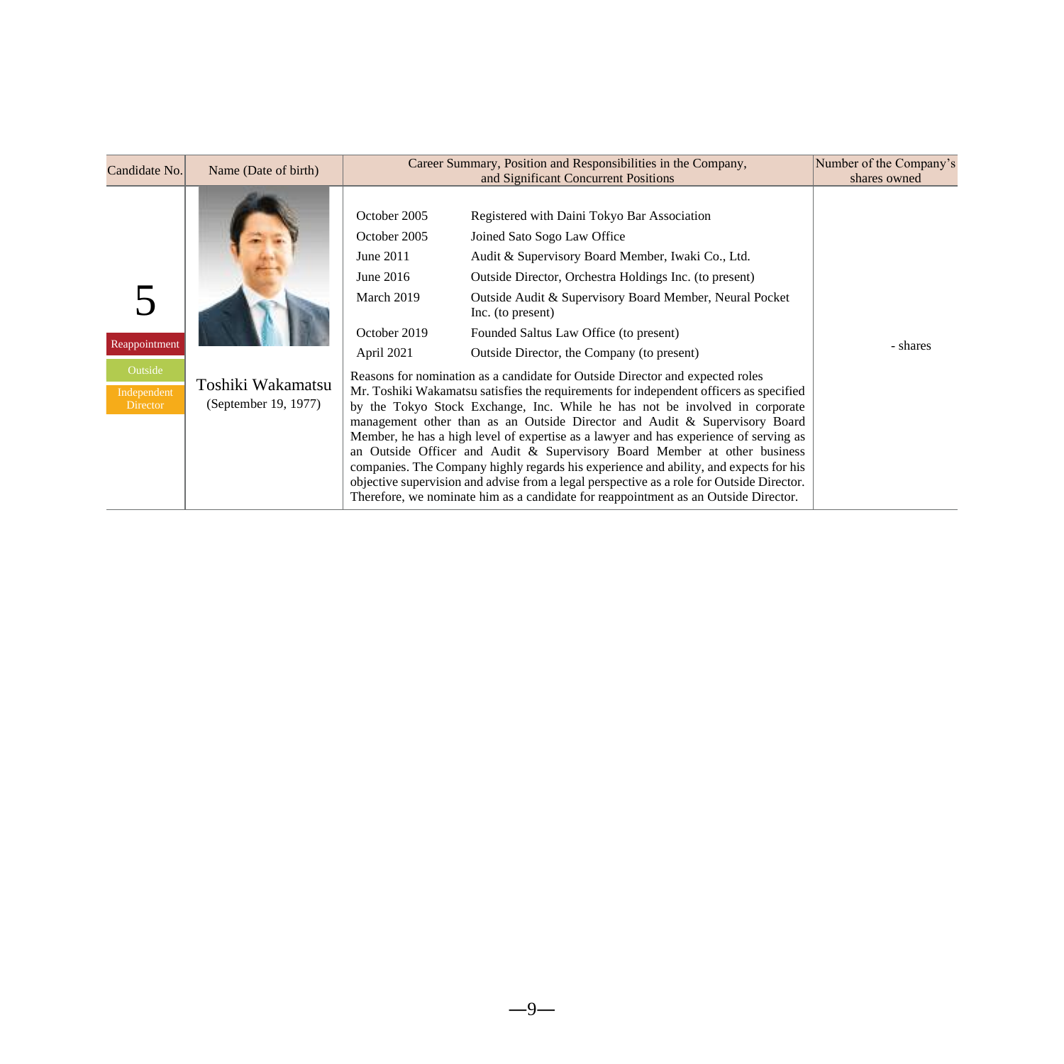| Candidate No. | Name (Date of birth) | Career Summary, Position and Responsibilities in the Company, and Significant Concurrent Positions | Number of the Company's shares owned |
|---|---|---|---|
| 5<br>Reappointment<br>Outside<br>Independent Director | Toshiki Wakamatsu<br>(September 19, 1977) | October 2005 Registered with Daini Tokyo Bar Association<br>October 2005 Joined Sato Sogo Law Office<br>June 2011 Audit & Supervisory Board Member, Iwaki Co., Ltd.<br>June 2016 Outside Director, Orchestra Holdings Inc. (to present)<br>March 2019 Outside Audit & Supervisory Board Member, Neural Pocket Inc. (to present)<br>October 2019 Founded Saltus Law Office (to present)<br>April 2021 Outside Director, the Company (to present)<br><br>Reasons for nomination as a candidate for Outside Director and expected roles<br>Mr. Toshiki Wakamatsu satisfies the requirements for independent officers as specified by the Tokyo Stock Exchange, Inc. While he has not be involved in corporate management other than as an Outside Director and Audit & Supervisory Board Member, he has a high level of expertise as a lawyer and has experience of serving as an Outside Officer and Audit & Supervisory Board Member at other business companies. The Company highly regards his experience and ability, and expects for his objective supervision and advise from a legal perspective as a role for Outside Director. Therefore, we nominate him as a candidate for reappointment as an Outside Director. | - shares |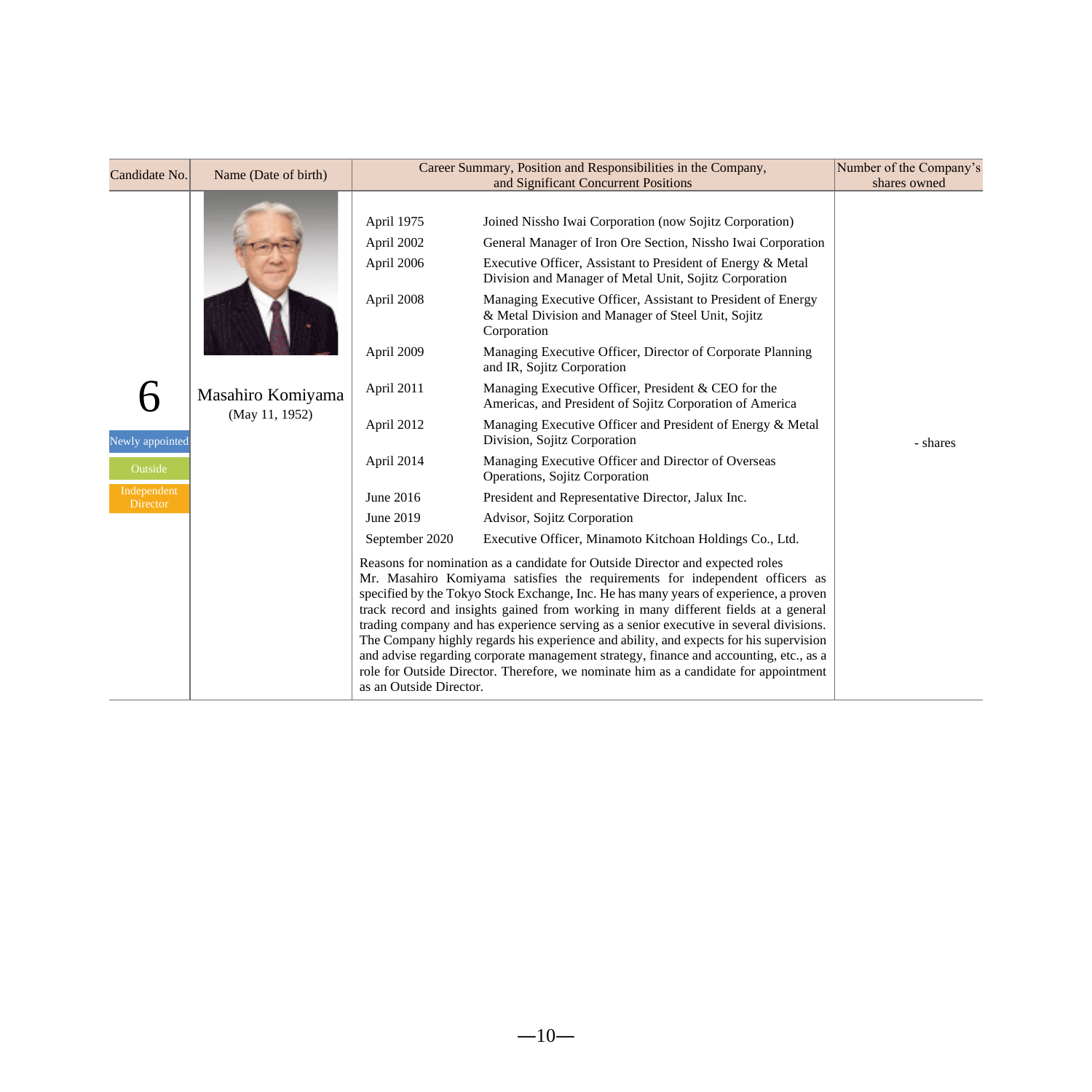| Candidate No. | Name (Date of birth) | Career Summary, Position and Responsibilities in the Company, and Significant Concurrent Positions | Number of the Company's shares owned |
|---|---|---|---|
| 6<br>Newly appointed<br>Outside<br>Independent Director | Masahiro Komiyama<br>(May 11, 1952) | April 1975 Joined Nissho Iwai Corporation (now Sojitz Corporation)<br>April 2002 General Manager of Iron Ore Section, Nissho Iwai Corporation<br>April 2006 Executive Officer, Assistant to President of Energy & Metal Division and Manager of Metal Unit, Sojitz Corporation<br>April 2008 Managing Executive Officer, Assistant to President of Energy & Metal Division and Manager of Steel Unit, Sojitz Corporation<br>April 2009 Managing Executive Officer, Director of Corporate Planning and IR, Sojitz Corporation<br>April 2011 Managing Executive Officer, President & CEO for the Americas, and President of Sojitz Corporation of America<br>April 2012 Managing Executive Officer and President of Energy & Metal Division, Sojitz Corporation<br>April 2014 Managing Executive Officer and Director of Overseas Operations, Sojitz Corporation<br>June 2016 President and Representative Director, Jalux Inc.<br>June 2019 Advisor, Sojitz Corporation<br>September 2020 Executive Officer, Minamoto Kitchoan Holdings Co., Ltd.<br><br>Reasons for nomination as a candidate for Outside Director and expected roles<br>Mr. Masahiro Komiyama satisfies the requirements for independent officers as specified by the Tokyo Stock Exchange, Inc. He has many years of experience, a proven track record and insights gained from working in many different fields at a general trading company and has experience serving as a senior executive in several divisions. The Company highly regards his experience and ability, and expects for his supervision and advise regarding corporate management strategy, finance and accounting, etc., as a role for Outside Director. Therefore, we nominate him as a candidate for appointment as an Outside Director. | - shares |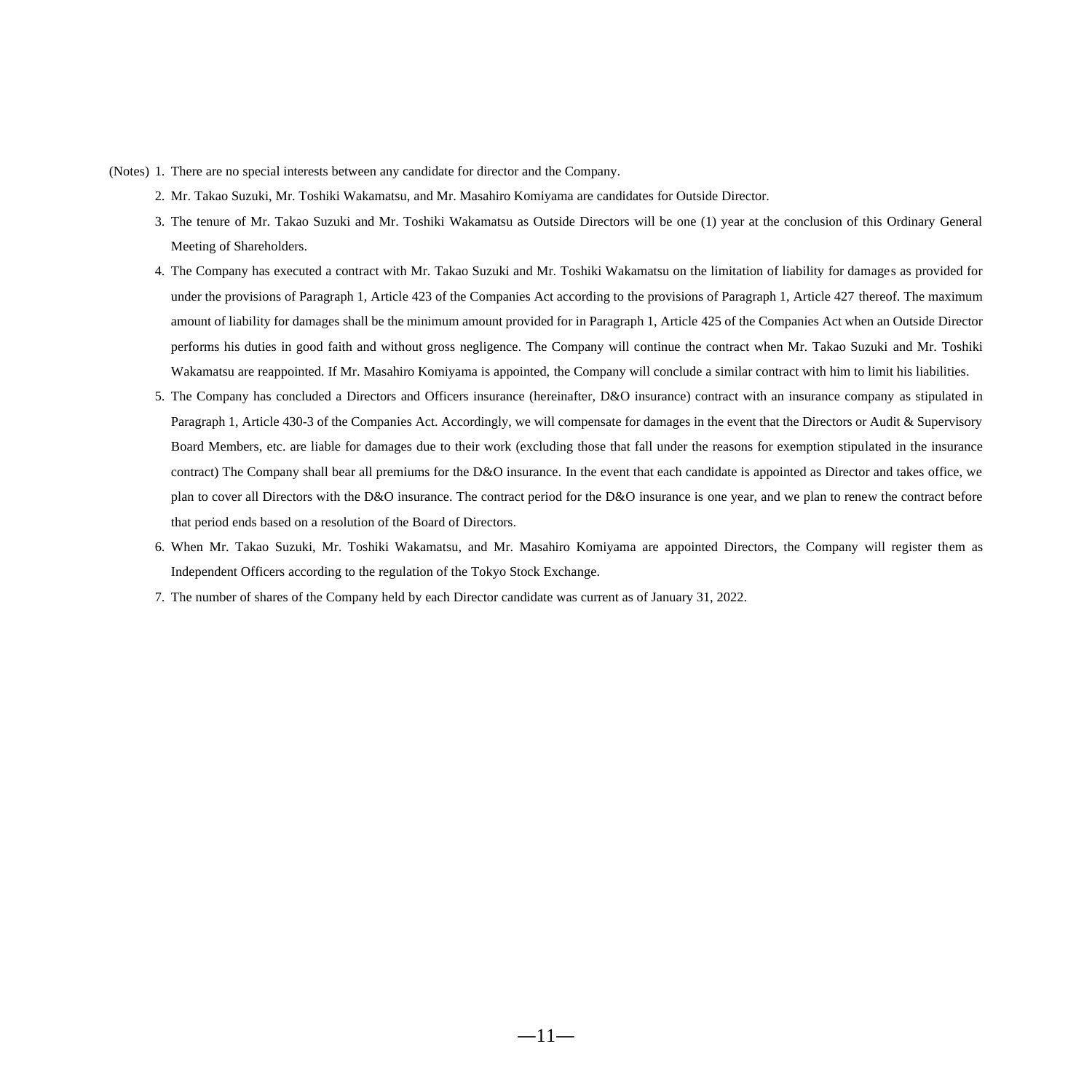(Notes) 1. There are no special interests between any candidate for director and the Company.

2. Mr. Takao Suzuki, Mr. Toshiki Wakamatsu, and Mr. Masahiro Komiyama are candidates for Outside Director.

3. The tenure of Mr. Takao Suzuki and Mr. Toshiki Wakamatsu as Outside Directors will be one (1) year at the conclusion of this Ordinary General Meeting of Shareholders.

4. The Company has executed a contract with Mr. Takao Suzuki and Mr. Toshiki Wakamatsu on the limitation of liability for damages as provided for under the provisions of Paragraph 1, Article 423 of the Companies Act according to the provisions of Paragraph 1, Article 427 thereof. The maximum amount of liability for damages shall be the minimum amount provided for in Paragraph 1, Article 425 of the Companies Act when an Outside Director performs his duties in good faith and without gross negligence. The Company will continue the contract when Mr. Takao Suzuki and Mr. Toshiki Wakamatsu are reappointed. If Mr. Masahiro Komiyama is appointed, the Company will conclude a similar contract with him to limit his liabilities.

5. The Company has concluded a Directors and Officers insurance (hereinafter, D&O insurance) contract with an insurance company as stipulated in Paragraph 1, Article 430-3 of the Companies Act. Accordingly, we will compensate for damages in the event that the Directors or Audit & Supervisory Board Members, etc. are liable for damages due to their work (excluding those that fall under the reasons for exemption stipulated in the insurance contract) The Company shall bear all premiums for the D&O insurance. In the event that each candidate is appointed as Director and takes office, we plan to cover all Directors with the D&O insurance. The contract period for the D&O insurance is one year, and we plan to renew the contract before that period ends based on a resolution of the Board of Directors.

6. When Mr. Takao Suzuki, Mr. Toshiki Wakamatsu, and Mr. Masahiro Komiyama are appointed Directors, the Company will register them as Independent Officers according to the regulation of the Tokyo Stock Exchange.

7. The number of shares of the Company held by each Director candidate was current as of January 31, 2022.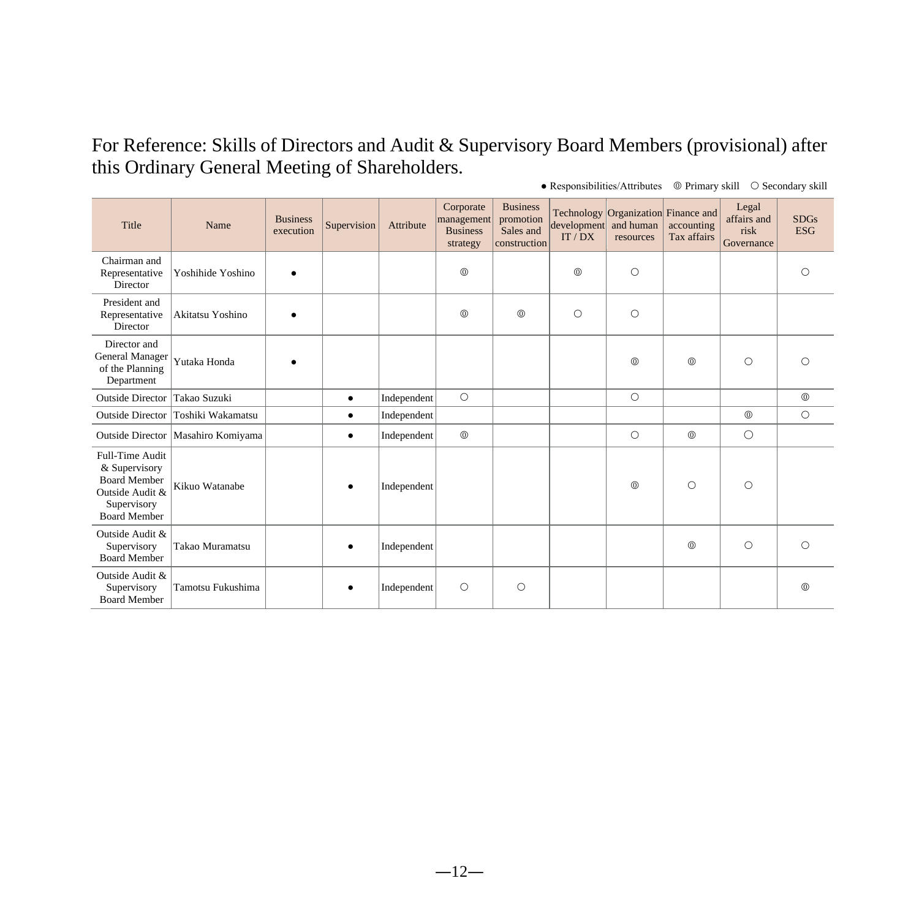# For Reference: Skills of Directors and Audit & Supervisory Board Members (provisional) after this Ordinary General Meeting of Shareholders.

● Responsibilities/Attributes ◎ Primary skill ○ Secondary skill

| Title | Name | Business execution | Supervision | Attribute | Corporate management Business strategy | Business promotion Sales and construction | Technology development IT / DX | Organization and human resources | Finance and accounting Tax affairs | Legal affairs and risk Governance | SDGs ESG |
|---|---|---|---|---|---|---|---|---|---|---|---|
| Chairman and Representative Director | Yoshihide Yoshino | ● | | | ◎ | | ◎ | ○ | | | ○ |
| President and Representative Director | Akitatsu Yoshino | ● | | | ◎ | ◎ | ○ | ○ | | | |
| Director and General Manager of the Planning Department | Yutaka Honda | ● | | | | | | ◎ | ◎ | ○ | ○ |
| Outside Director | Takao Suzuki | | ● | Independent | ○ | | | ○ | | | ◎ |
| Outside Director | Toshiki Wakamatsu | | ● | Independent | | | | | | ◎ | ○ |
| Outside Director | Masahiro Komiyama | | ● | Independent | ◎ | | | ○ | ◎ | ○ | |
| Full-Time Audit & Supervisory Board Member Outside Audit & Supervisory Board Member | Kikuo Watanabe | | ● | Independent | | | | ◎ | ○ | ○ | |
| Outside Audit & Supervisory Board Member | Takao Muramatsu | | ● | Independent | | | | | ◎ | ○ | ○ |
| Outside Audit & Supervisory Board Member | Tamotsu Fukushima | | ● | Independent | ○ | ○ | | | | | ◎ |